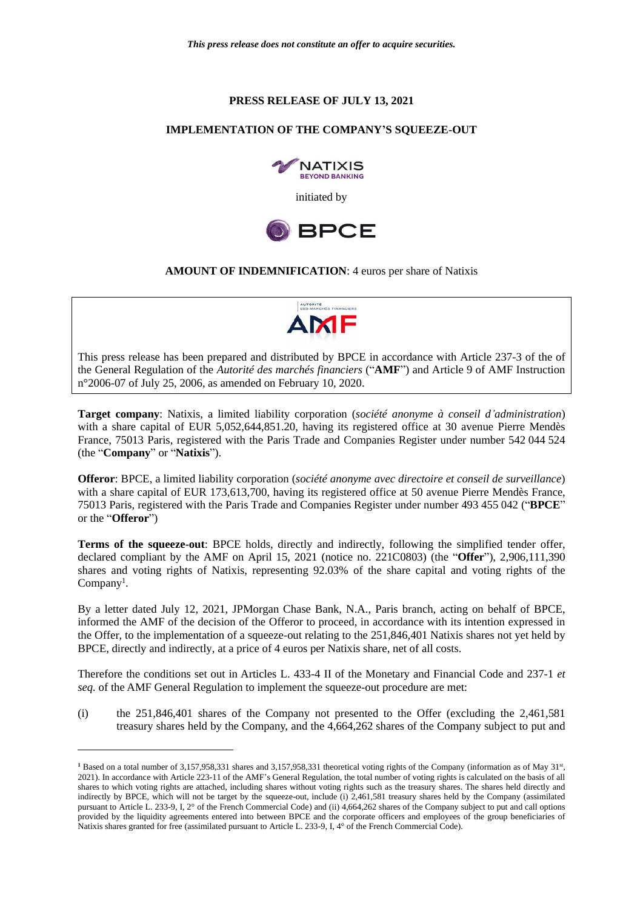*This press release does not constitute an offer to acquire securities.*

**PRESS RELEASE OF JULY 13, 2021**

**IMPLEMENTATION OF THE COMPANY'S SQUEEZE-OUT**

NATIXIS
BEYOND BANKING

initiated by

BPCE

**AMOUNT OF INDEMNIFICATION**: 4 euros per share of Natixis

> AUTORITÉ DES MARCHÉS FINANCIERS
> AMF
>
> This press release has been prepared and distributed by BPCE in accordance with Article 237-3 of the of the General Regulation of the *Autorité des marchés financiers* ("**AMF**") and Article 9 of AMF Instruction n°2006-07 of July 25, 2006, as amended on February 10, 2020.

**Target company**: Natixis, a limited liability corporation (*société anonyme à conseil d'administration*) with a share capital of EUR 5,052,644,851.20, having its registered office at 30 avenue Pierre Mendès France, 75013 Paris, registered with the Paris Trade and Companies Register under number 542 044 524 (the "**Company**" or "**Natixis**").

**Offeror**: BPCE, a limited liability corporation (*société anonyme avec directoire et conseil de surveillance*) with a share capital of EUR 173,613,700, having its registered office at 50 avenue Pierre Mendès France, 75013 Paris, registered with the Paris Trade and Companies Register under number 493 455 042 ("**BPCE**" or the "**Offeror**")

**Terms of the squeeze-out**: BPCE holds, directly and indirectly, following the simplified tender offer, declared compliant by the AMF on April 15, 2021 (notice no. 221C0803) (the "**Offer**"), 2,906,111,390 shares and voting rights of Natixis, representing 92.03% of the share capital and voting rights of the Company[1].

By a letter dated July 12, 2021, JPMorgan Chase Bank, N.A., Paris branch, acting on behalf of BPCE, informed the AMF of the decision of the Offeror to proceed, in accordance with its intention expressed in the Offer, to the implementation of a squeeze-out relating to the 251,846,401 Natixis shares not yet held by BPCE, directly and indirectly, at a price of 4 euros per Natixis share, net of all costs.

Therefore the conditions set out in Articles L. 433-4 II of the Monetary and Financial Code and 237-1 *et seq.* of the AMF General Regulation to implement the squeeze-out procedure are met:

(i) the 251,846,401 shares of the Company not presented to the Offer (excluding the 2,461,581 treasury shares held by the Company, and the 4,664,262 shares of the Company subject to put and

---

[1] Based on a total number of 3,157,958,331 shares and 3,157,958,331 theoretical voting rights of the Company (information as of May 31st, 2021). In accordance with Article 223-11 of the AMF's General Regulation, the total number of voting rights is calculated on the basis of all shares to which voting rights are attached, including shares without voting rights such as the treasury shares. The shares held directly and indirectly by BPCE, which will not be target by the squeeze-out, include (i) 2,461,581 treasury shares held by the Company (assimilated pursuant to Article L. 233-9, I, 2° of the French Commercial Code) and (ii) 4,664,262 shares of the Company subject to put and call options provided by the liquidity agreements entered into between BPCE and the corporate officers and employees of the group beneficiaries of Natixis shares granted for free (assimilated pursuant to Article L. 233-9, I, 4° of the French Commercial Code).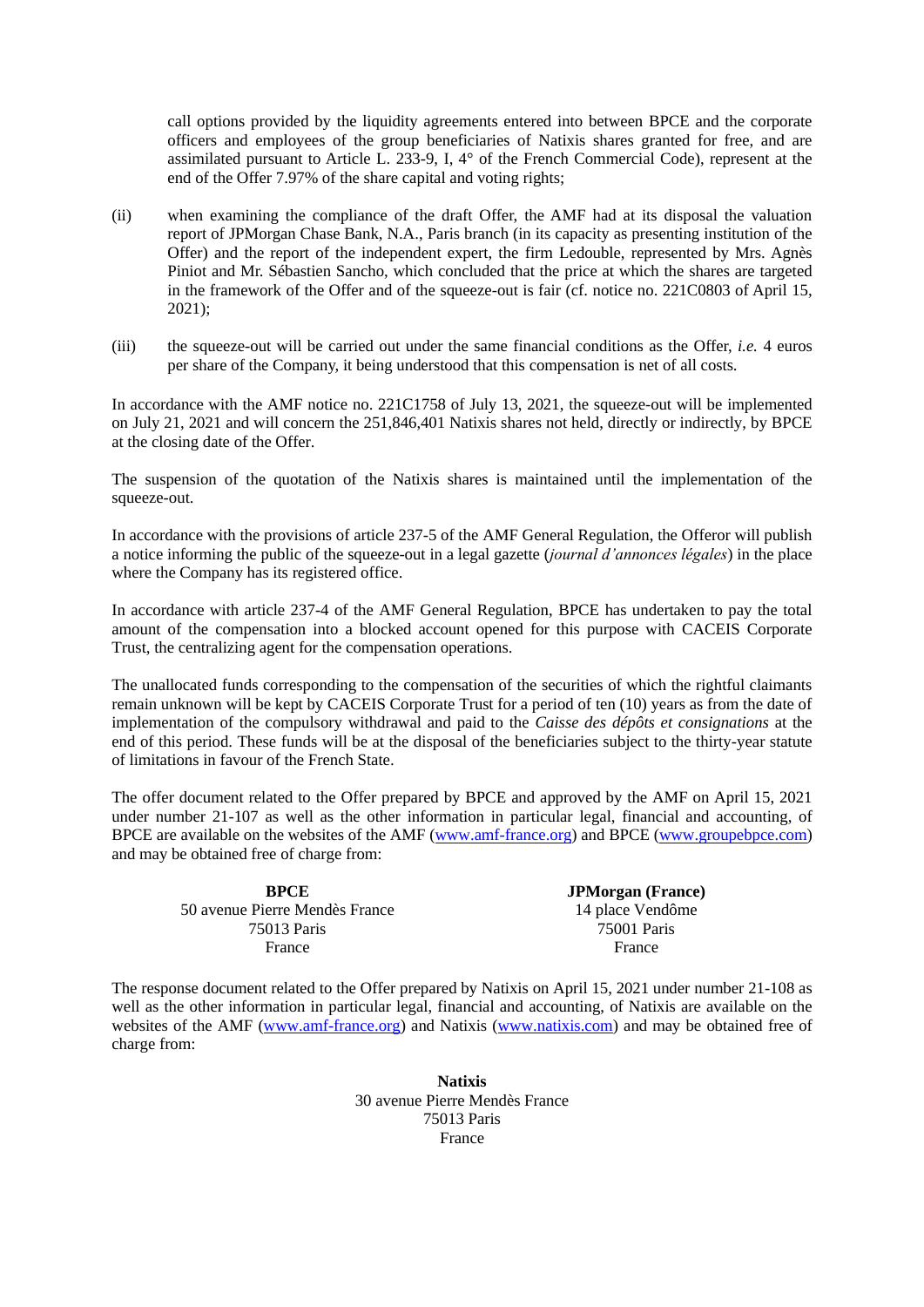call options provided by the liquidity agreements entered into between BPCE and the corporate officers and employees of the group beneficiaries of Natixis shares granted for free, and are assimilated pursuant to Article L. 233-9, I, 4° of the French Commercial Code), represent at the end of the Offer 7.97% of the share capital and voting rights;

(ii) when examining the compliance of the draft Offer, the AMF had at its disposal the valuation report of JPMorgan Chase Bank, N.A., Paris branch (in its capacity as presenting institution of the Offer) and the report of the independent expert, the firm Ledouble, represented by Mrs. Agnès Piniot and Mr. Sébastien Sancho, which concluded that the price at which the shares are targeted in the framework of the Offer and of the squeeze-out is fair (cf. notice no. 221C0803 of April 15, 2021);

(iii) the squeeze-out will be carried out under the same financial conditions as the Offer, *i.e.* 4 euros per share of the Company, it being understood that this compensation is net of all costs.

In accordance with the AMF notice no. 221C1758 of July 13, 2021, the squeeze-out will be implemented on July 21, 2021 and will concern the 251,846,401 Natixis shares not held, directly or indirectly, by BPCE at the closing date of the Offer.

The suspension of the quotation of the Natixis shares is maintained until the implementation of the squeeze-out.

In accordance with the provisions of article 237-5 of the AMF General Regulation, the Offeror will publish a notice informing the public of the squeeze-out in a legal gazette (*journal d'annonces légales*) in the place where the Company has its registered office.

In accordance with article 237-4 of the AMF General Regulation, BPCE has undertaken to pay the total amount of the compensation into a blocked account opened for this purpose with CACEIS Corporate Trust, the centralizing agent for the compensation operations.

The unallocated funds corresponding to the compensation of the securities of which the rightful claimants remain unknown will be kept by CACEIS Corporate Trust for a period of ten (10) years as from the date of implementation of the compulsory withdrawal and paid to the *Caisse des dépôts et consignations* at the end of this period. These funds will be at the disposal of the beneficiaries subject to the thirty-year statute of limitations in favour of the French State.

The offer document related to the Offer prepared by BPCE and approved by the AMF on April 15, 2021 under number 21-107 as well as the other information in particular legal, financial and accounting, of BPCE are available on the websites of the AMF (www.amf-france.org) and BPCE (www.groupebpce.com) and may be obtained free of charge from:

**BPCE**
50 avenue Pierre Mendès France
75013 Paris
France

**JPMorgan (France)**
14 place Vendôme
75001 Paris
France

The response document related to the Offer prepared by Natixis on April 15, 2021 under number 21-108 as well as the other information in particular legal, financial and accounting, of Natixis are available on the websites of the AMF (www.amf-france.org) and Natixis (www.natixis.com) and may be obtained free of charge from:

**Natixis**
30 avenue Pierre Mendès France
75013 Paris
France